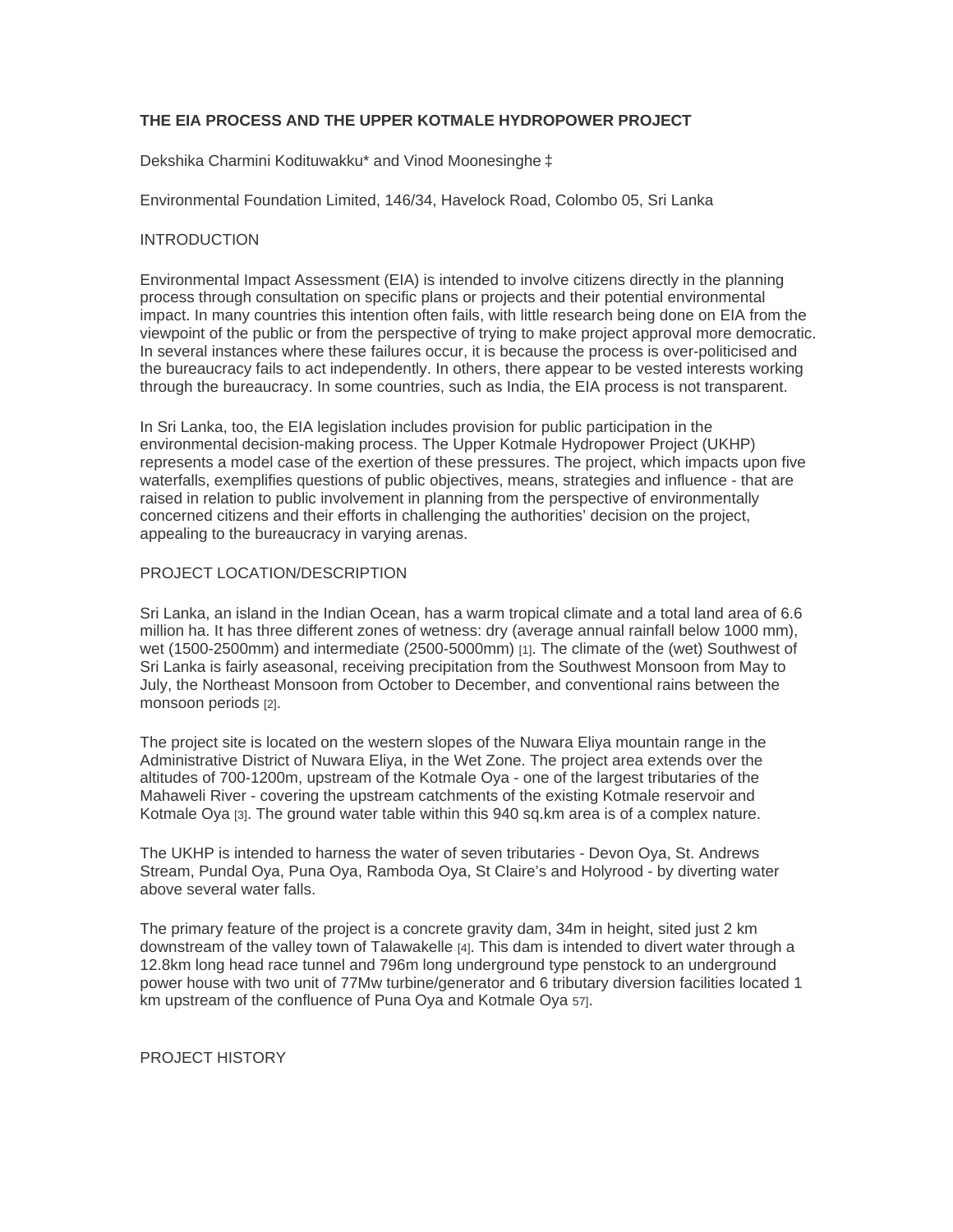# THE EIA PROCESS AND THE UPPER KOTMALE HYDROPOWER PROJECT

Dekshika Charmini Kodituwakku* and Vinod Moonesinghe ‡

Environmental Foundation Limited, 146/34, Havelock Road, Colombo 05, Sri Lanka

## INTRODUCTION

Environmental Impact Assessment (EIA) is intended to involve citizens directly in the planning process through consultation on specific plans or projects and their potential environmental impact. In many countries this intention often fails, with little research being done on EIA from the viewpoint of the public or from the perspective of trying to make project approval more democratic. In several instances where these failures occur, it is because the process is over-politicised and the bureaucracy fails to act independently. In others, there appear to be vested interests working through the bureaucracy. In some countries, such as India, the EIA process is not transparent.

In Sri Lanka, too, the EIA legislation includes provision for public participation in the environmental decision-making process. The Upper Kotmale Hydropower Project (UKHP) represents a model case of the exertion of these pressures. The project, which impacts upon five waterfalls, exemplifies questions of public objectives, means, strategies and influence - that are raised in relation to public involvement in planning from the perspective of environmentally concerned citizens and their efforts in challenging the authorities' decision on the project, appealing to the bureaucracy in varying arenas.

## PROJECT LOCATION/DESCRIPTION

Sri Lanka, an island in the Indian Ocean, has a warm tropical climate and a total land area of 6.6 million ha. It has three different zones of wetness: dry (average annual rainfall below 1000 mm), wet (1500-2500mm) and intermediate (2500-5000mm) [1]. The climate of the (wet) Southwest of Sri Lanka is fairly aseasonal, receiving precipitation from the Southwest Monsoon from May to July, the Northeast Monsoon from October to December, and conventional rains between the monsoon periods [2].

The project site is located on the western slopes of the Nuwara Eliya mountain range in the Administrative District of Nuwara Eliya, in the Wet Zone. The project area extends over the altitudes of 700-1200m, upstream of the Kotmale Oya - one of the largest tributaries of the Mahaweli River - covering the upstream catchments of the existing Kotmale reservoir and Kotmale Oya [3]. The ground water table within this 940 sq.km area is of a complex nature.

The UKHP is intended to harness the water of seven tributaries - Devon Oya, St. Andrews Stream, Pundal Oya, Puna Oya, Ramboda Oya, St Claire's and Holyrood - by diverting water above several water falls.

The primary feature of the project is a concrete gravity dam, 34m in height, sited just 2 km downstream of the valley town of Talawakelle [4]. This dam is intended to divert water through a 12.8km long head race tunnel and 796m long underground type penstock to an underground power house with two unit of 77Mw turbine/generator and 6 tributary diversion facilities located 1 km upstream of the confluence of Puna Oya and Kotmale Oya 57].

## PROJECT HISTORY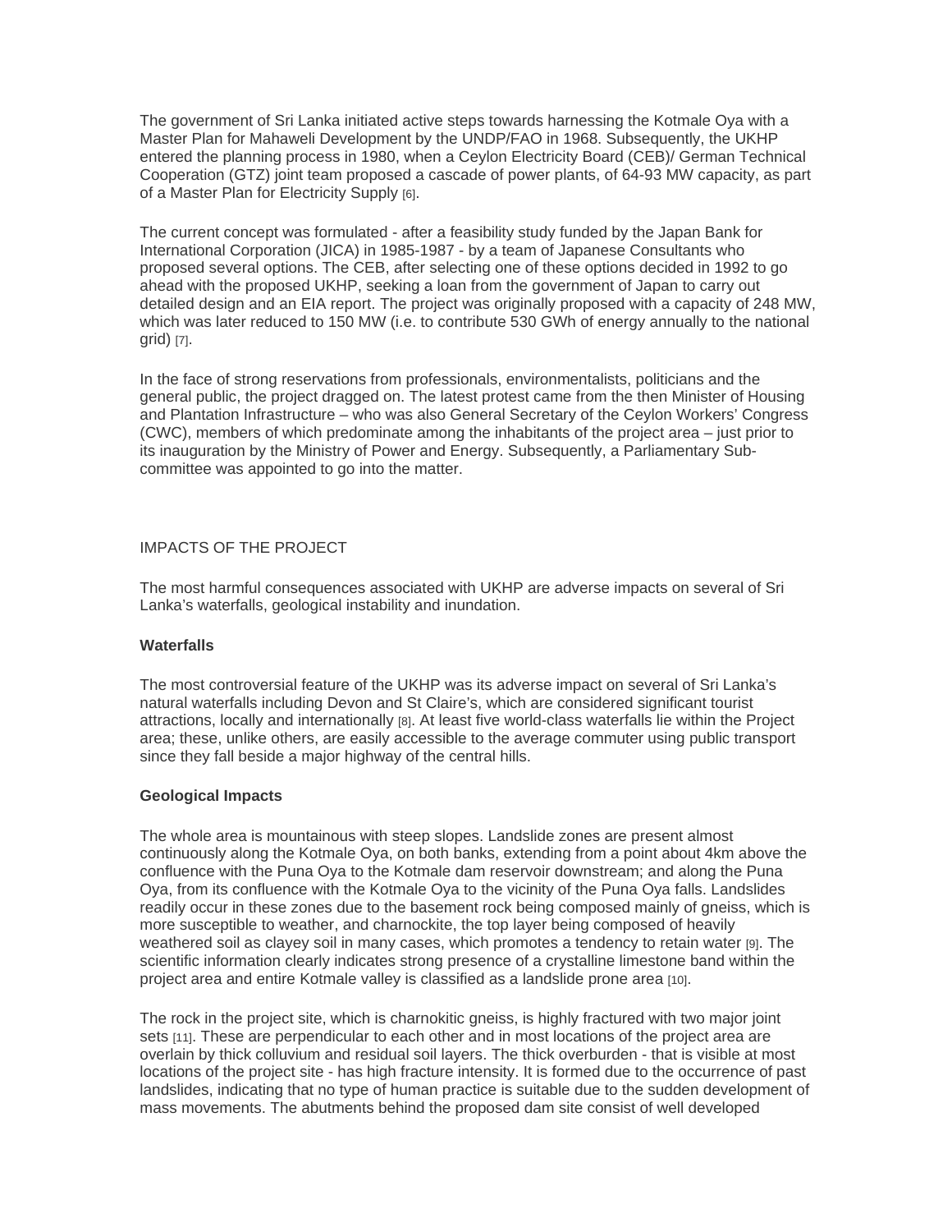The government of Sri Lanka initiated active steps towards harnessing the Kotmale Oya with a Master Plan for Mahaweli Development by the UNDP/FAO in 1968. Subsequently, the UKHP entered the planning process in 1980, when a Ceylon Electricity Board (CEB)/ German Technical Cooperation (GTZ) joint team proposed a cascade of power plants, of 64-93 MW capacity, as part of a Master Plan for Electricity Supply [6].

The current concept was formulated - after a feasibility study funded by the Japan Bank for International Corporation (JICA) in 1985-1987 - by a team of Japanese Consultants who proposed several options. The CEB, after selecting one of these options decided in 1992 to go ahead with the proposed UKHP, seeking a loan from the government of Japan to carry out detailed design and an EIA report. The project was originally proposed with a capacity of 248 MW, which was later reduced to 150 MW (i.e. to contribute 530 GWh of energy annually to the national grid) [7].

In the face of strong reservations from professionals, environmentalists, politicians and the general public, the project dragged on. The latest protest came from the then Minister of Housing and Plantation Infrastructure – who was also General Secretary of the Ceylon Workers' Congress (CWC), members of which predominate among the inhabitants of the project area – just prior to its inauguration by the Ministry of Power and Energy. Subsequently, a Parliamentary Sub-committee was appointed to go into the matter.

## IMPACTS OF THE PROJECT

The most harmful consequences associated with UKHP are adverse impacts on several of Sri Lanka's waterfalls, geological instability and inundation.

### Waterfalls

The most controversial feature of the UKHP was its adverse impact on several of Sri Lanka's natural waterfalls including Devon and St Claire's, which are considered significant tourist attractions, locally and internationally [8]. At least five world-class waterfalls lie within the Project area; these, unlike others, are easily accessible to the average commuter using public transport since they fall beside a major highway of the central hills.

### Geological Impacts

The whole area is mountainous with steep slopes. Landslide zones are present almost continuously along the Kotmale Oya, on both banks, extending from a point about 4km above the confluence with the Puna Oya to the Kotmale dam reservoir downstream; and along the Puna Oya, from its confluence with the Kotmale Oya to the vicinity of the Puna Oya falls. Landslides readily occur in these zones due to the basement rock being composed mainly of gneiss, which is more susceptible to weather, and charnockite, the top layer being composed of heavily weathered soil as clayey soil in many cases, which promotes a tendency to retain water [9]. The scientific information clearly indicates strong presence of a crystalline limestone band within the project area and entire Kotmale valley is classified as a landslide prone area [10].

The rock in the project site, which is charnokitic gneiss, is highly fractured with two major joint sets [11]. These are perpendicular to each other and in most locations of the project area are overlain by thick colluvium and residual soil layers. The thick overburden - that is visible at most locations of the project site - has high fracture intensity. It is formed due to the occurrence of past landslides, indicating that no type of human practice is suitable due to the sudden development of mass movements. The abutments behind the proposed dam site consist of well developed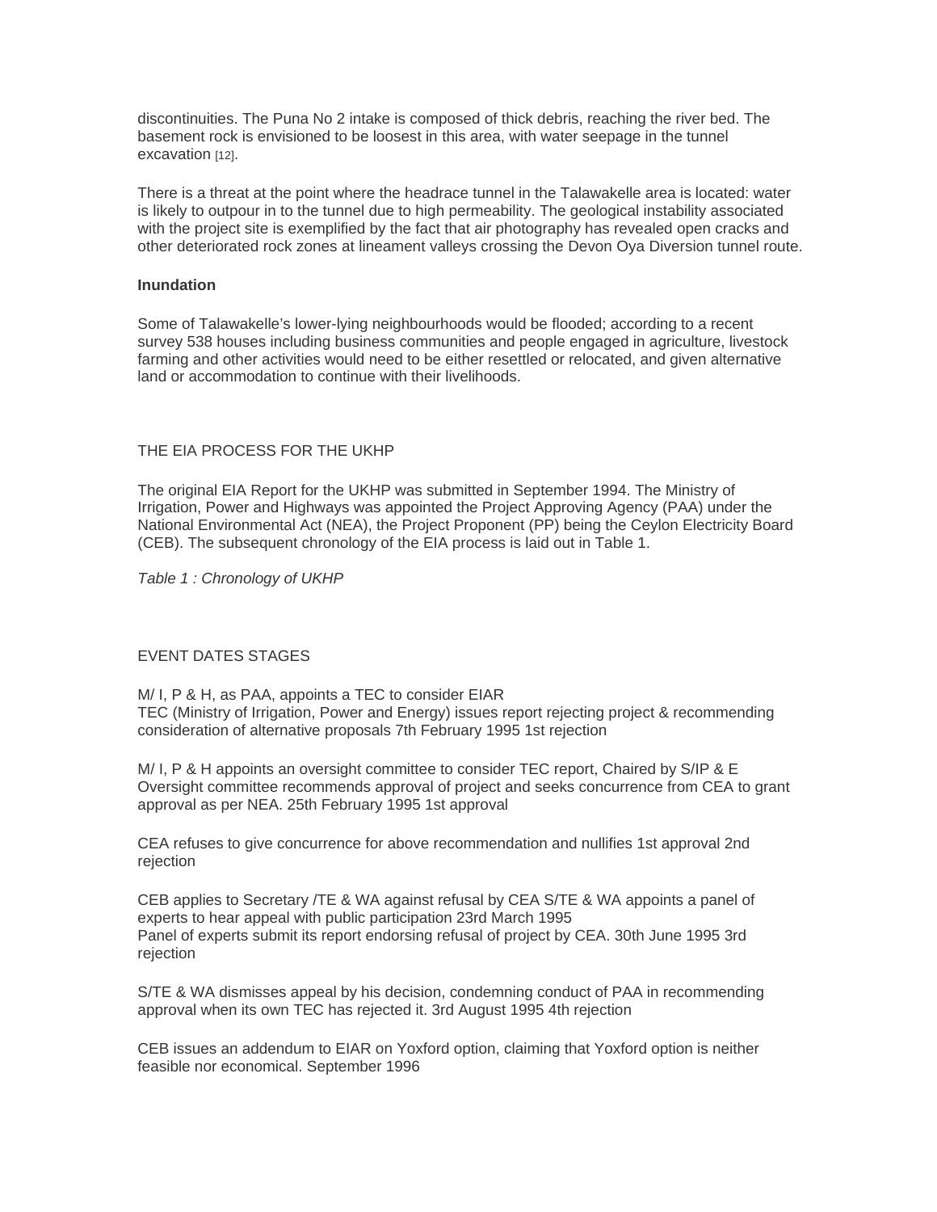discontinuities. The Puna No 2 intake is composed of thick debris, reaching the river bed. The basement rock is envisioned to be loosest in this area, with water seepage in the tunnel excavation [12].

There is a threat at the point where the headrace tunnel in the Talawakelle area is located: water is likely to outpour in to the tunnel due to high permeability. The geological instability associated with the project site is exemplified by the fact that air photography has revealed open cracks and other deteriorated rock zones at lineament valleys crossing the Devon Oya Diversion tunnel route.

**Inundation**

Some of Talawakelle's lower-lying neighbourhoods would be flooded; according to a recent survey 538 houses including business communities and people engaged in agriculture, livestock farming and other activities would need to be either resettled or relocated, and given alternative land or accommodation to continue with their livelihoods.

THE EIA PROCESS FOR THE UKHP

The original EIA Report for the UKHP was submitted in September 1994. The Ministry of Irrigation, Power and Highways was appointed the Project Approving Agency (PAA) under the National Environmental Act (NEA), the Project Proponent (PP) being the Ceylon Electricity Board (CEB). The subsequent chronology of the EIA process is laid out in Table 1.

*Table 1 : Chronology of UKHP*

EVENT DATES STAGES

M/ I, P & H, as PAA, appoints a TEC to consider EIAR
TEC (Ministry of Irrigation, Power and Energy) issues report rejecting project & recommending consideration of alternative proposals 7th February 1995 1st rejection

M/ I, P & H appoints an oversight committee to consider TEC report, Chaired by S/IP & E
Oversight committee recommends approval of project and seeks concurrence from CEA to grant approval as per NEA. 25th February 1995 1st approval

CEA refuses to give concurrence for above recommendation and nullifies 1st approval 2nd rejection

CEB applies to Secretary /TE & WA against refusal by CEA S/TE & WA appoints a panel of experts to hear appeal with public participation 23rd March 1995
Panel of experts submit its report endorsing refusal of project by CEA. 30th June 1995 3rd rejection

S/TE & WA dismisses appeal by his decision, condemning conduct of PAA in recommending approval when its own TEC has rejected it. 3rd August 1995 4th rejection

CEB issues an addendum to EIAR on Yoxford option, claiming that Yoxford option is neither feasible nor economical. September 1996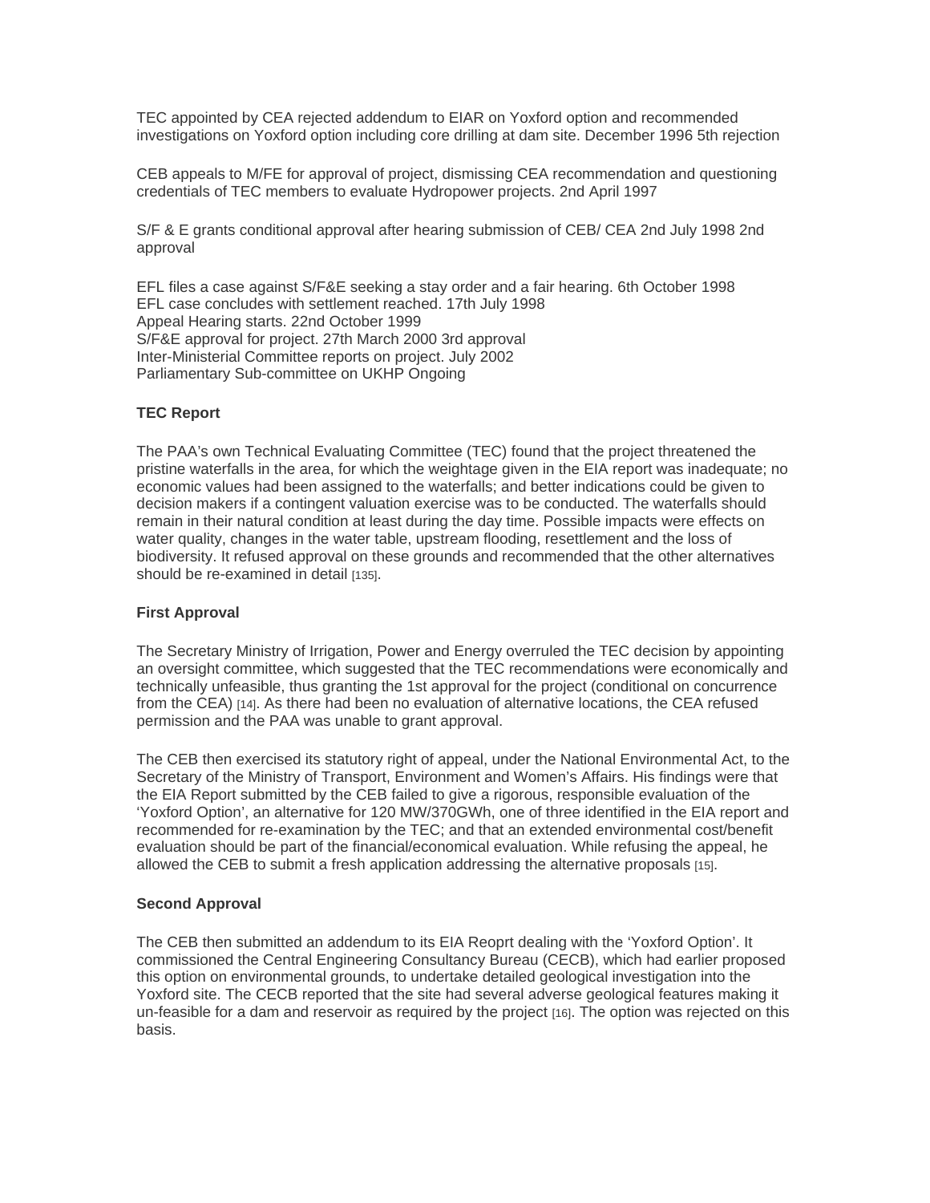TEC appointed by CEA rejected addendum to EIAR on Yoxford option and recommended investigations on Yoxford option including core drilling at dam site. December 1996 5th rejection

CEB appeals to M/FE for approval of project, dismissing CEA recommendation and questioning credentials of TEC members to evaluate Hydropower projects. 2nd April 1997

S/F & E grants conditional approval after hearing submission of CEB/ CEA 2nd July 1998 2nd approval

EFL files a case against S/F&E seeking a stay order and a fair hearing. 6th October 1998
EFL case concludes with settlement reached. 17th July 1998
Appeal Hearing starts. 22nd October 1999
S/F&E approval for project. 27th March 2000 3rd approval
Inter-Ministerial Committee reports on project. July 2002
Parliamentary Sub-committee on UKHP Ongoing

**TEC Report**

The PAA's own Technical Evaluating Committee (TEC) found that the project threatened the pristine waterfalls in the area, for which the weightage given in the EIA report was inadequate; no economic values had been assigned to the waterfalls; and better indications could be given to decision makers if a contingent valuation exercise was to be conducted. The waterfalls should remain in their natural condition at least during the day time. Possible impacts were effects on water quality, changes in the water table, upstream flooding, resettlement and the loss of biodiversity. It refused approval on these grounds and recommended that the other alternatives should be re-examined in detail [135].

**First Approval**

The Secretary Ministry of Irrigation, Power and Energy overruled the TEC decision by appointing an oversight committee, which suggested that the TEC recommendations were economically and technically unfeasible, thus granting the 1st approval for the project (conditional on concurrence from the CEA) [14]. As there had been no evaluation of alternative locations, the CEA refused permission and the PAA was unable to grant approval.

The CEB then exercised its statutory right of appeal, under the National Environmental Act, to the Secretary of the Ministry of Transport, Environment and Women's Affairs. His findings were that the EIA Report submitted by the CEB failed to give a rigorous, responsible evaluation of the 'Yoxford Option', an alternative for 120 MW/370GWh, one of three identified in the EIA report and recommended for re-examination by the TEC; and that an extended environmental cost/benefit evaluation should be part of the financial/economical evaluation. While refusing the appeal, he allowed the CEB to submit a fresh application addressing the alternative proposals [15].

**Second Approval**

The CEB then submitted an addendum to its EIA Reoprt dealing with the 'Yoxford Option'. It commissioned the Central Engineering Consultancy Bureau (CECB), which had earlier proposed this option on environmental grounds, to undertake detailed geological investigation into the Yoxford site. The CECB reported that the site had several adverse geological features making it un-feasible for a dam and reservoir as required by the project [16]. The option was rejected on this basis.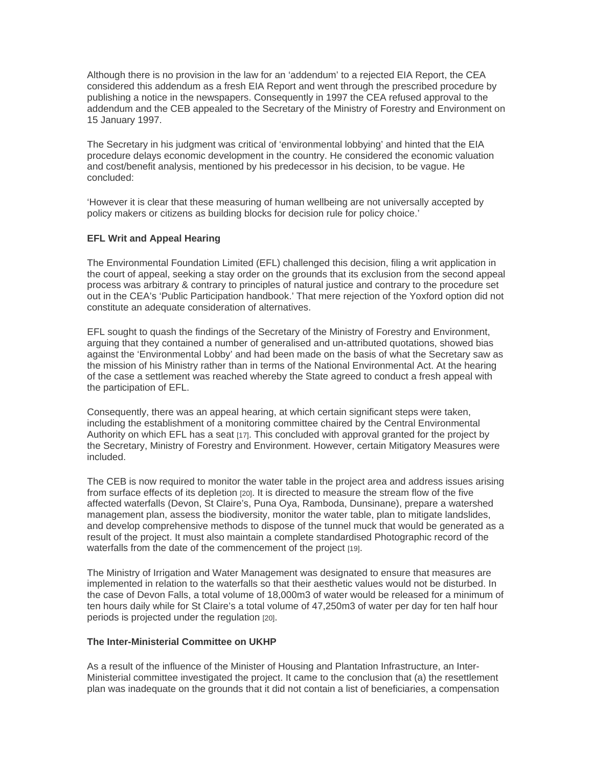Although there is no provision in the law for an 'addendum' to a rejected EIA Report, the CEA considered this addendum as a fresh EIA Report and went through the prescribed procedure by publishing a notice in the newspapers. Consequently in 1997 the CEA refused approval to the addendum and the CEB appealed to the Secretary of the Ministry of Forestry and Environment on 15 January 1997.

The Secretary in his judgment was critical of 'environmental lobbying' and hinted that the EIA procedure delays economic development in the country. He considered the economic valuation and cost/benefit analysis, mentioned by his predecessor in his decision, to be vague. He concluded:

'However it is clear that these measuring of human wellbeing are not universally accepted by policy makers or citizens as building blocks for decision rule for policy choice.'

**EFL Writ and Appeal Hearing**

The Environmental Foundation Limited (EFL) challenged this decision, filing a writ application in the court of appeal, seeking a stay order on the grounds that its exclusion from the second appeal process was arbitrary & contrary to principles of natural justice and contrary to the procedure set out in the CEA's 'Public Participation handbook.' That mere rejection of the Yoxford option did not constitute an adequate consideration of alternatives.

EFL sought to quash the findings of the Secretary of the Ministry of Forestry and Environment, arguing that they contained a number of generalised and un-attributed quotations, showed bias against the 'Environmental Lobby' and had been made on the basis of what the Secretary saw as the mission of his Ministry rather than in terms of the National Environmental Act. At the hearing of the case a settlement was reached whereby the State agreed to conduct a fresh appeal with the participation of EFL.

Consequently, there was an appeal hearing, at which certain significant steps were taken, including the establishment of a monitoring committee chaired by the Central Environmental Authority on which EFL has a seat [17]. This concluded with approval granted for the project by the Secretary, Ministry of Forestry and Environment. However, certain Mitigatory Measures were included.

The CEB is now required to monitor the water table in the project area and address issues arising from surface effects of its depletion [20]. It is directed to measure the stream flow of the five affected waterfalls (Devon, St Claire's, Puna Oya, Ramboda, Dunsinane), prepare a watershed management plan, assess the biodiversity, monitor the water table, plan to mitigate landslides, and develop comprehensive methods to dispose of the tunnel muck that would be generated as a result of the project. It must also maintain a complete standardised Photographic record of the waterfalls from the date of the commencement of the project [19].

The Ministry of Irrigation and Water Management was designated to ensure that measures are implemented in relation to the waterfalls so that their aesthetic values would not be disturbed. In the case of Devon Falls, a total volume of 18,000m3 of water would be released for a minimum of ten hours daily while for St Claire's a total volume of 47,250m3 of water per day for ten half hour periods is projected under the regulation [20].

**The Inter-Ministerial Committee on UKHP**

As a result of the influence of the Minister of Housing and Plantation Infrastructure, an Inter-Ministerial committee investigated the project. It came to the conclusion that (a) the resettlement plan was inadequate on the grounds that it did not contain a list of beneficiaries, a compensation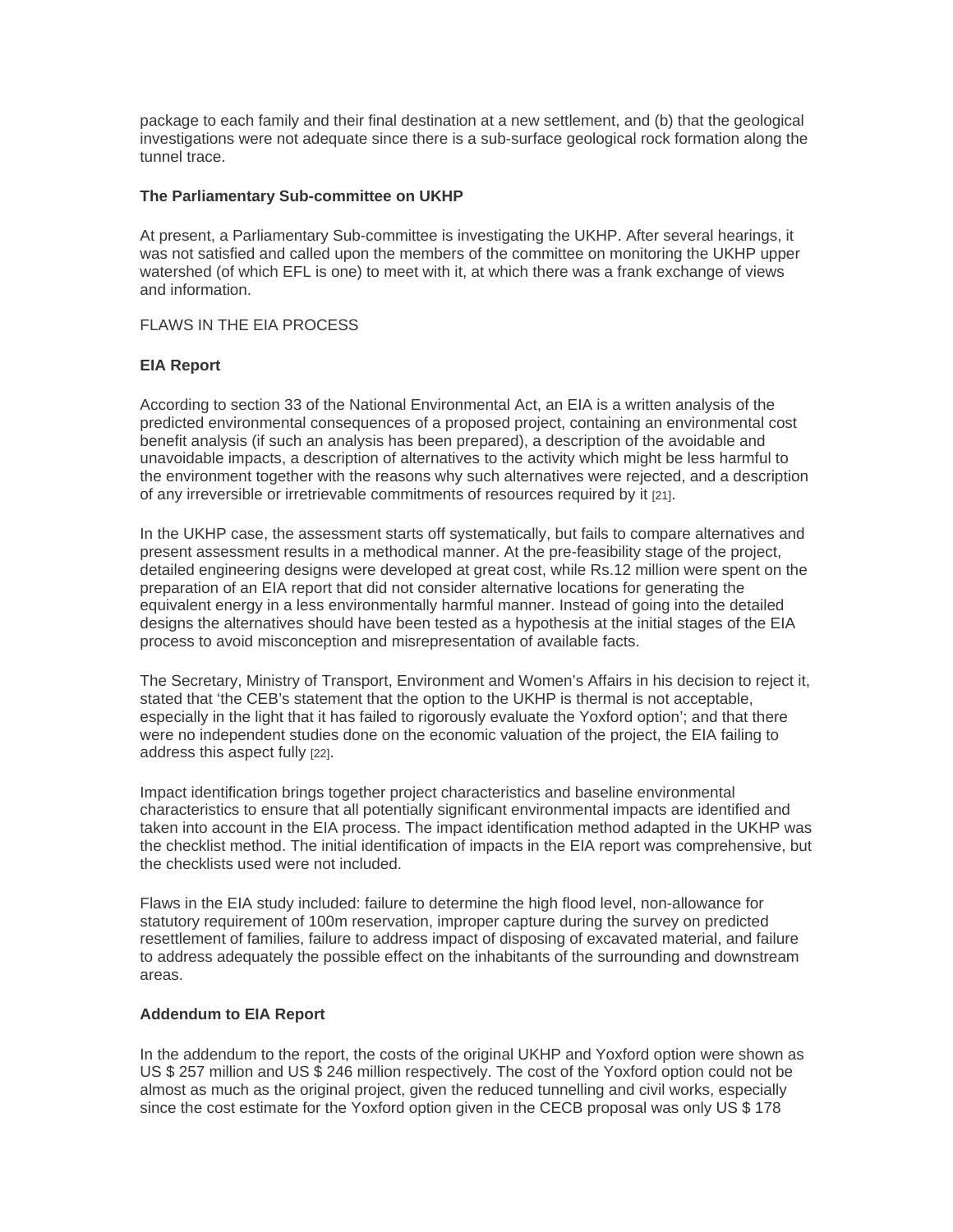package to each family and their final destination at a new settlement, and (b) that the geological investigations were not adequate since there is a sub-surface geological rock formation along the tunnel trace.

**The Parliamentary Sub-committee on UKHP**

At present, a Parliamentary Sub-committee is investigating the UKHP. After several hearings, it was not satisfied and called upon the members of the committee on monitoring the UKHP upper watershed (of which EFL is one) to meet with it, at which there was a frank exchange of views and information.

FLAWS IN THE EIA PROCESS

**EIA Report**

According to section 33 of the National Environmental Act, an EIA is a written analysis of the predicted environmental consequences of a proposed project, containing an environmental cost benefit analysis (if such an analysis has been prepared), a description of the avoidable and unavoidable impacts, a description of alternatives to the activity which might be less harmful to the environment together with the reasons why such alternatives were rejected, and a description of any irreversible or irretrievable commitments of resources required by it [21].

In the UKHP case, the assessment starts off systematically, but fails to compare alternatives and present assessment results in a methodical manner. At the pre-feasibility stage of the project, detailed engineering designs were developed at great cost, while Rs.12 million were spent on the preparation of an EIA report that did not consider alternative locations for generating the equivalent energy in a less environmentally harmful manner. Instead of going into the detailed designs the alternatives should have been tested as a hypothesis at the initial stages of the EIA process to avoid misconception and misrepresentation of available facts.

The Secretary, Ministry of Transport, Environment and Women's Affairs in his decision to reject it, stated that 'the CEB's statement that the option to the UKHP is thermal is not acceptable, especially in the light that it has failed to rigorously evaluate the Yoxford option'; and that there were no independent studies done on the economic valuation of the project, the EIA failing to address this aspect fully [22].

Impact identification brings together project characteristics and baseline environmental characteristics to ensure that all potentially significant environmental impacts are identified and taken into account in the EIA process. The impact identification method adapted in the UKHP was the checklist method. The initial identification of impacts in the EIA report was comprehensive, but the checklists used were not included.

Flaws in the EIA study included: failure to determine the high flood level, non-allowance for statutory requirement of 100m reservation, improper capture during the survey on predicted resettlement of families, failure to address impact of disposing of excavated material, and failure to address adequately the possible effect on the inhabitants of the surrounding and downstream areas.

**Addendum to EIA Report**

In the addendum to the report, the costs of the original UKHP and Yoxford option were shown as US $ 257 million and US $ 246 million respectively. The cost of the Yoxford option could not be almost as much as the original project, given the reduced tunnelling and civil works, especially since the cost estimate for the Yoxford option given in the CECB proposal was only US $ 178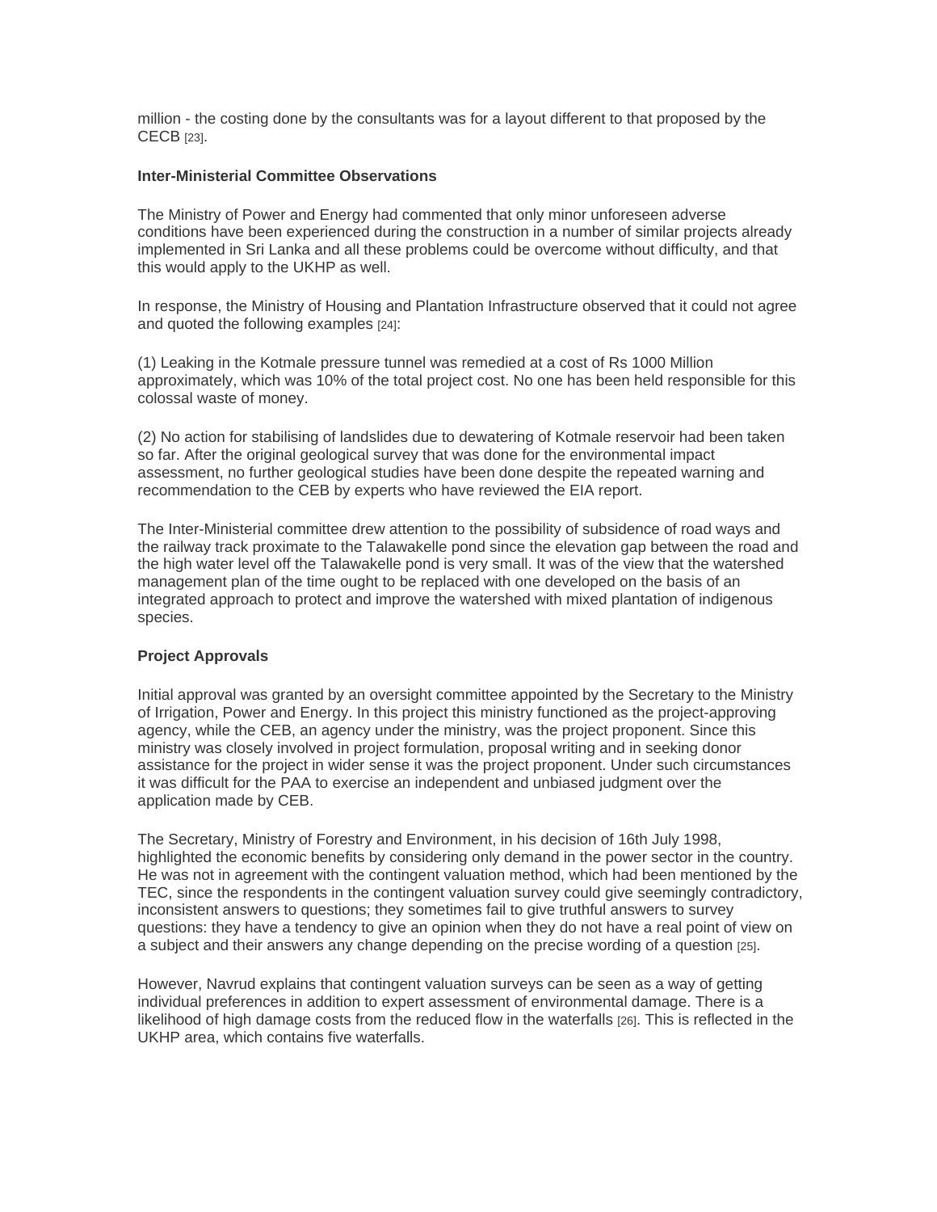million - the costing done by the consultants was for a layout different to that proposed by the CECB [23].

**Inter-Ministerial Committee Observations**

The Ministry of Power and Energy had commented that only minor unforeseen adverse conditions have been experienced during the construction in a number of similar projects already implemented in Sri Lanka and all these problems could be overcome without difficulty, and that this would apply to the UKHP as well.

In response, the Ministry of Housing and Plantation Infrastructure observed that it could not agree and quoted the following examples [24]:

(1) Leaking in the Kotmale pressure tunnel was remedied at a cost of Rs 1000 Million approximately, which was 10% of the total project cost. No one has been held responsible for this colossal waste of money.

(2) No action for stabilising of landslides due to dewatering of Kotmale reservoir had been taken so far. After the original geological survey that was done for the environmental impact assessment, no further geological studies have been done despite the repeated warning and recommendation to the CEB by experts who have reviewed the EIA report.

The Inter-Ministerial committee drew attention to the possibility of subsidence of road ways and the railway track proximate to the Talawakelle pond since the elevation gap between the road and the high water level off the Talawakelle pond is very small. It was of the view that the watershed management plan of the time ought to be replaced with one developed on the basis of an integrated approach to protect and improve the watershed with mixed plantation of indigenous species.

**Project Approvals**

Initial approval was granted by an oversight committee appointed by the Secretary to the Ministry of Irrigation, Power and Energy. In this project this ministry functioned as the project-approving agency, while the CEB, an agency under the ministry, was the project proponent. Since this ministry was closely involved in project formulation, proposal writing and in seeking donor assistance for the project in wider sense it was the project proponent. Under such circumstances it was difficult for the PAA to exercise an independent and unbiased judgment over the application made by CEB.

The Secretary, Ministry of Forestry and Environment, in his decision of 16th July 1998, highlighted the economic benefits by considering only demand in the power sector in the country. He was not in agreement with the contingent valuation method, which had been mentioned by the TEC, since the respondents in the contingent valuation survey could give seemingly contradictory, inconsistent answers to questions; they sometimes fail to give truthful answers to survey questions: they have a tendency to give an opinion when they do not have a real point of view on a subject and their answers any change depending on the precise wording of a question [25].

However, Navrud explains that contingent valuation surveys can be seen as a way of getting individual preferences in addition to expert assessment of environmental damage. There is a likelihood of high damage costs from the reduced flow in the waterfalls [26]. This is reflected in the UKHP area, which contains five waterfalls.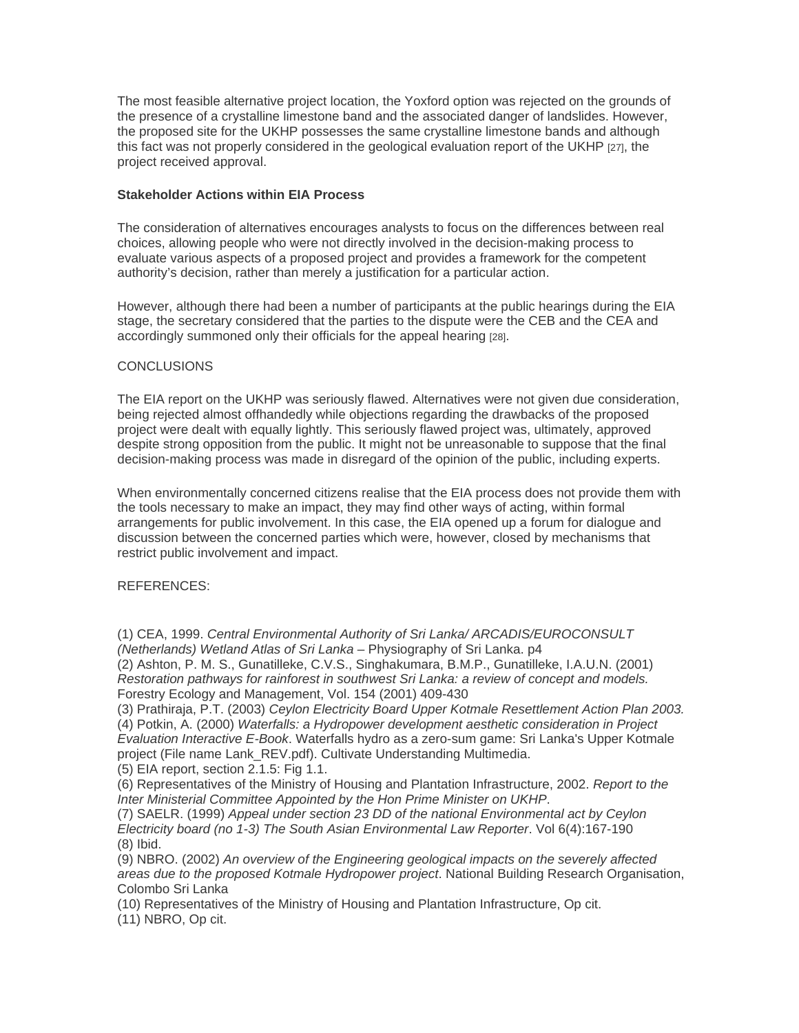The most feasible alternative project location, the Yoxford option was rejected on the grounds of the presence of a crystalline limestone band and the associated danger of landslides. However, the proposed site for the UKHP possesses the same crystalline limestone bands and although this fact was not properly considered in the geological evaluation report of the UKHP [27], the project received approval.

**Stakeholder Actions within EIA Process**

The consideration of alternatives encourages analysts to focus on the differences between real choices, allowing people who were not directly involved in the decision-making process to evaluate various aspects of a proposed project and provides a framework for the competent authority's decision, rather than merely a justification for a particular action.

However, although there had been a number of participants at the public hearings during the EIA stage, the secretary considered that the parties to the dispute were the CEB and the CEA and accordingly summoned only their officials for the appeal hearing [28].

CONCLUSIONS

The EIA report on the UKHP was seriously flawed. Alternatives were not given due consideration, being rejected almost offhandedly while objections regarding the drawbacks of the proposed project were dealt with equally lightly. This seriously flawed project was, ultimately, approved despite strong opposition from the public. It might not be unreasonable to suppose that the final decision-making process was made in disregard of the opinion of the public, including experts.

When environmentally concerned citizens realise that the EIA process does not provide them with the tools necessary to make an impact, they may find other ways of acting, within formal arrangements for public involvement. In this case, the EIA opened up a forum for dialogue and discussion between the concerned parties which were, however, closed by mechanisms that restrict public involvement and impact.

REFERENCES:

(1) CEA, 1999. *Central Environmental Authority of Sri Lanka/ ARCADIS/EUROCONSULT (Netherlands) Wetland Atlas of Sri Lanka* – Physiography of Sri Lanka. p4
(2) Ashton, P. M. S., Gunatilleke, C.V.S., Singhakumara, B.M.P., Gunatilleke, I.A.U.N. (2001) *Restoration pathways for rainforest in southwest Sri Lanka: a review of concept and models.* Forestry Ecology and Management, Vol. 154 (2001) 409-430
(3) Prathiraja, P.T. (2003) *Ceylon Electricity Board Upper Kotmale Resettlement Action Plan 2003.*
(4) Potkin, A. (2000) *Waterfalls: a Hydropower development aesthetic consideration in Project Evaluation Interactive E-Book*. Waterfalls hydro as a zero-sum game: Sri Lanka's Upper Kotmale project (File name Lank_REV.pdf). Cultivate Understanding Multimedia.
(5) EIA report, section 2.1.5: Fig 1.1.
(6) Representatives of the Ministry of Housing and Plantation Infrastructure, 2002. *Report to the Inter Ministerial Committee Appointed by the Hon Prime Minister on UKHP.*
(7) SAELR. (1999) *Appeal under section 23 DD of the national Environmental act by Ceylon Electricity board (no 1-3) The South Asian Environmental Law Reporter*. Vol 6(4):167-190
(8) Ibid.
(9) NBRO. (2002) *An overview of the Engineering geological impacts on the severely affected areas due to the proposed Kotmale Hydropower project*. National Building Research Organisation, Colombo Sri Lanka
(10) Representatives of the Ministry of Housing and Plantation Infrastructure, Op cit.
(11) NBRO, Op cit.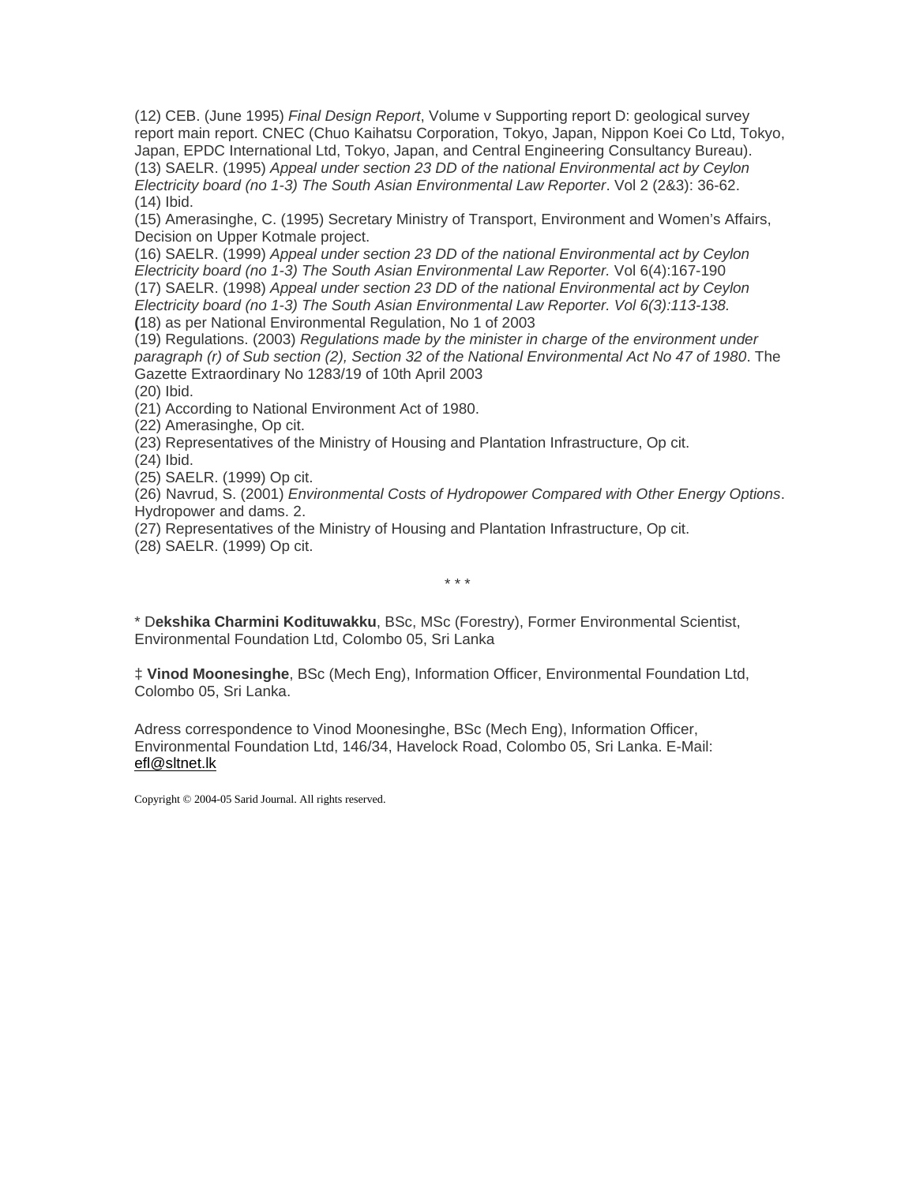(12) CEB. (June 1995) *Final Design Report*, Volume v Supporting report D: geological survey report main report. CNEC (Chuo Kaihatsu Corporation, Tokyo, Japan, Nippon Koei Co Ltd, Tokyo, Japan, EPDC International Ltd, Tokyo, Japan, and Central Engineering Consultancy Bureau).  
(13) SAELR. (1995) *Appeal under section 23 DD of the national Environmental act by Ceylon Electricity board (no 1-3) The South Asian Environmental Law Reporter*. Vol 2 (2&3): 36-62.  
(14) Ibid.  
(15) Amerasinghe, C. (1995) Secretary Ministry of Transport, Environment and Women's Affairs, Decision on Upper Kotmale project.  
(16) SAELR. (1999) *Appeal under section 23 DD of the national Environmental act by Ceylon Electricity board (no 1-3) The South Asian Environmental Law Reporter.* Vol 6(4):167-190  
(17) SAELR. (1998) *Appeal under section 23 DD of the national Environmental act by Ceylon Electricity board (no 1-3) The South Asian Environmental Law Reporter. Vol 6(3):113-138.*  
**(**18) as per National Environmental Regulation, No 1 of 2003  
(19) Regulations. (2003) *Regulations made by the minister in charge of the environment under paragraph (r) of Sub section (2), Section 32 of the National Environmental Act No 47 of 1980*. The Gazette Extraordinary No 1283/19 of 10th April 2003  
(20) Ibid.  
(21) According to National Environment Act of 1980.  
(22) Amerasinghe, Op cit.  
(23) Representatives of the Ministry of Housing and Plantation Infrastructure, Op cit.  
(24) Ibid.  
(25) SAELR. (1999) Op cit.  
(26) Navrud, S. (2001) *Environmental Costs of Hydropower Compared with Other Energy Options*. Hydropower and dams. 2.  
(27) Representatives of the Ministry of Housing and Plantation Infrastructure, Op cit.  
(28) SAELR. (1999) Op cit.

\* \* \*

\* D**ekshika Charmini Kodituwakku**, BSc, MSc (Forestry), Former Environmental Scientist, Environmental Foundation Ltd, Colombo 05, Sri Lanka

‡ **Vinod Moonesinghe**, BSc (Mech Eng), Information Officer, Environmental Foundation Ltd, Colombo 05, Sri Lanka.

Adress correspondence to Vinod Moonesinghe, BSc (Mech Eng), Information Officer, Environmental Foundation Ltd, 146/34, Havelock Road, Colombo 05, Sri Lanka. E-Mail: efl@sltnet.lk

Copyright © 2004-05 Sarid Journal. All rights reserved.